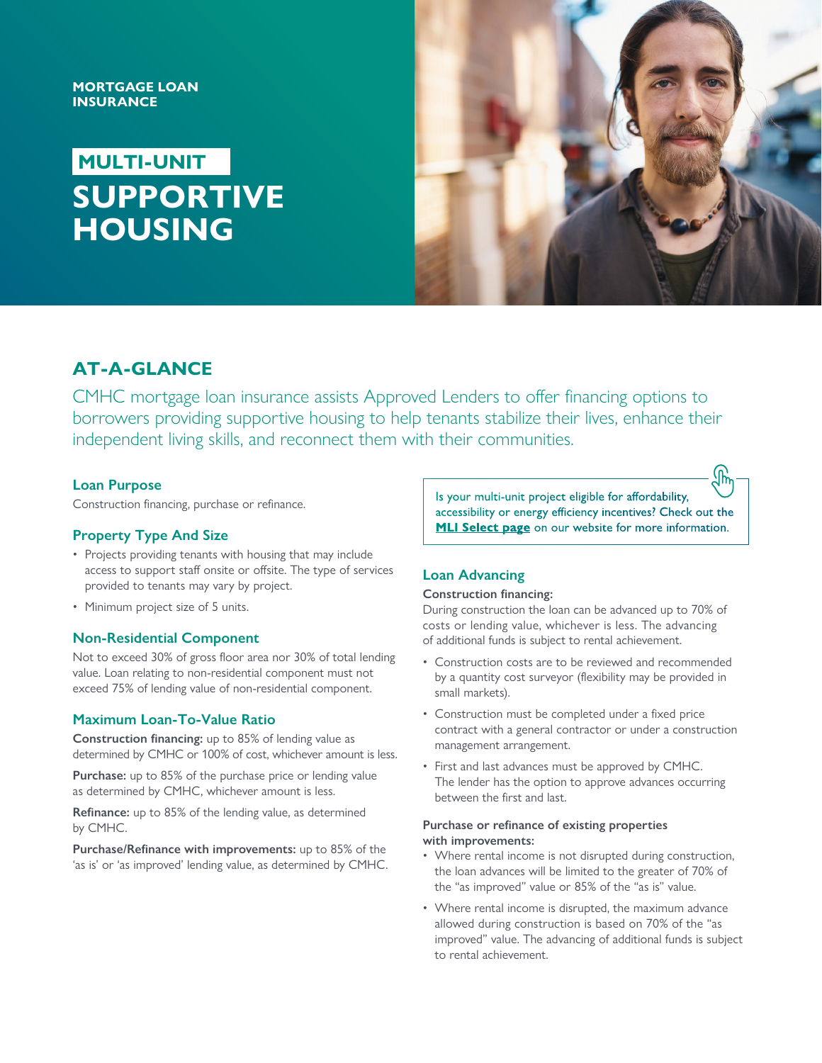MORTGAGE LOAN INSURANCE

# MULTI-UNIT SUPPORTIVE HOUSING

## AT-A-GLANCE

CMHC mortgage loan insurance assists Approved Lenders to offer financing options to borrowers providing supportive housing to help tenants stabilize their lives, enhance their independent living skills, and reconnect them with their communities.

### Loan Purpose

Construction financing, purchase or refinance.

### Property Type And Size

- Projects providing tenants with housing that may include access to support staff onsite or offsite. The type of services provided to tenants may vary by project.
- Minimum project size of 5 units.

### Non-Residential Component

Not to exceed 30% of gross floor area nor 30% of total lending value. Loan relating to non-residential component must not exceed 75% of lending value of non-residential component.

### Maximum Loan-To-Value Ratio

**Construction financing:** up to 85% of lending value as determined by CMHC or 100% of cost, whichever amount is less.

**Purchase:** up to 85% of the purchase price or lending value as determined by CMHC, whichever amount is less.

**Refinance:** up to 85% of the lending value, as determined by CMHC.

**Purchase/Refinance with improvements:** up to 85% of the 'as is' or 'as improved' lending value, as determined by CMHC.

Is your multi-unit project eligible for affordability, accessibility or energy efficiency incentives? Check out the **MLI Select page** on our website for more information.

### Loan Advancing

**Construction financing:**

During construction the loan can be advanced up to 70% of costs or lending value, whichever is less. The advancing of additional funds is subject to rental achievement.

- Construction costs are to be reviewed and recommended by a quantity cost surveyor (flexibility may be provided in small markets).
- Construction must be completed under a fixed price contract with a general contractor or under a construction management arrangement.
- First and last advances must be approved by CMHC. The lender has the option to approve advances occurring between the first and last.

**Purchase or refinance of existing properties with improvements:**

- Where rental income is not disrupted during construction, the loan advances will be limited to the greater of 70% of the "as improved" value or 85% of the "as is" value.
- Where rental income is disrupted, the maximum advance allowed during construction is based on 70% of the "as improved" value. The advancing of additional funds is subject to rental achievement.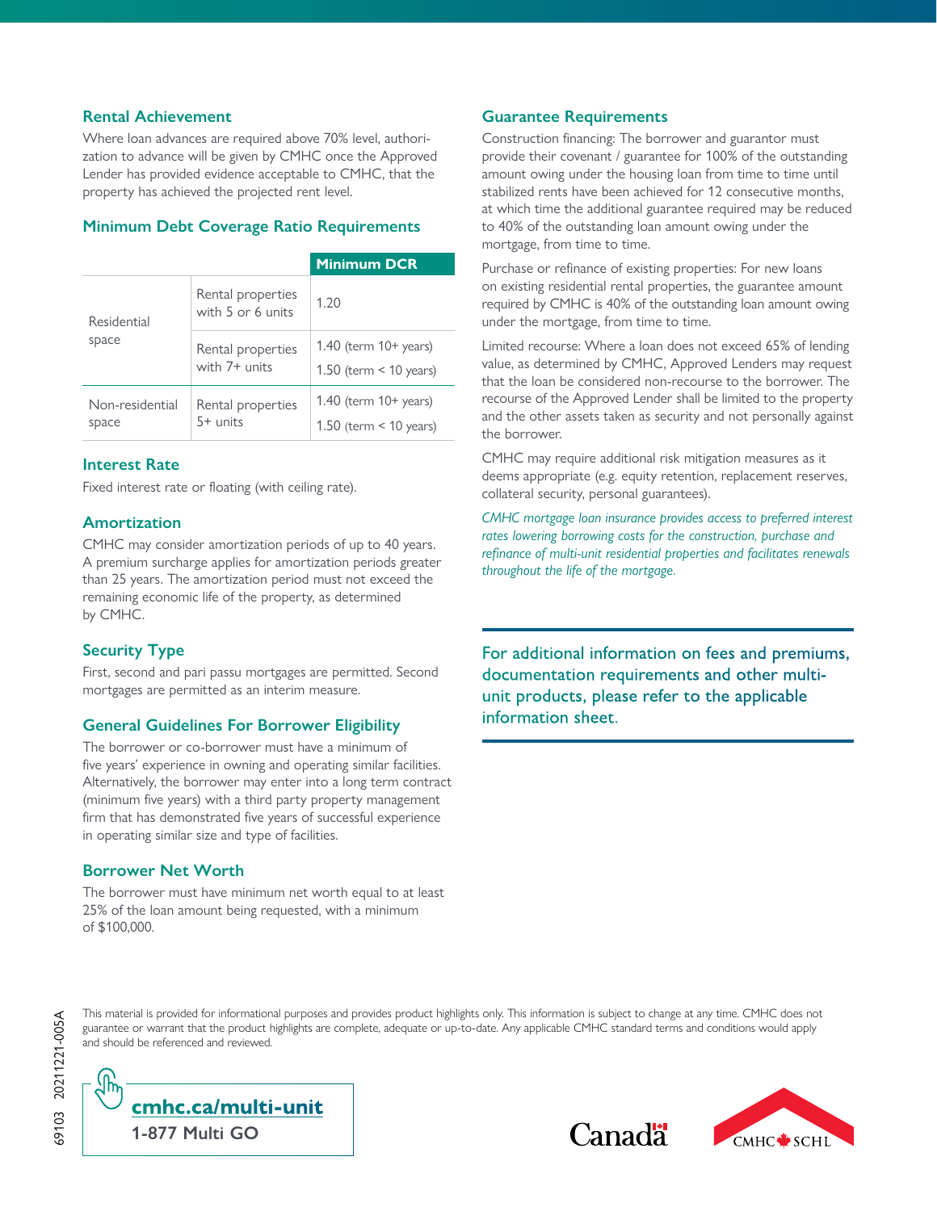## Rental Achievement

Where loan advances are required above 70% level, authorization to advance will be given by CMHC once the Approved Lender has provided evidence acceptable to CMHC, that the property has achieved the projected rent level.

## Minimum Debt Coverage Ratio Requirements

| | | Minimum DCR |
|---|---|---|
| Residential space | Rental properties with 5 or 6 units | 1.20 |
| | Rental properties with 7+ units | 1.40 (term 10+ years)<br>1.50 (term < 10 years) |
| Non-residential space | Rental properties 5+ units | 1.40 (term 10+ years)<br>1.50 (term < 10 years) |

## Interest Rate

Fixed interest rate or floating (with ceiling rate).

## Amortization

CMHC may consider amortization periods of up to 40 years. A premium surcharge applies for amortization periods greater than 25 years. The amortization period must not exceed the remaining economic life of the property, as determined by CMHC.

## Security Type

First, second and pari passu mortgages are permitted. Second mortgages are permitted as an interim measure.

## General Guidelines For Borrower Eligibility

The borrower or co-borrower must have a minimum of five years' experience in owning and operating similar facilities. Alternatively, the borrower may enter into a long term contract (minimum five years) with a third party property management firm that has demonstrated five years of successful experience in operating similar size and type of facilities.

## Borrower Net Worth

The borrower must have minimum net worth equal to at least 25% of the loan amount being requested, with a minimum of $100,000.

## Guarantee Requirements

Construction financing: The borrower and guarantor must provide their covenant / guarantee for 100% of the outstanding amount owing under the housing loan from time to time until stabilized rents have been achieved for 12 consecutive months, at which time the additional guarantee required may be reduced to 40% of the outstanding loan amount owing under the mortgage, from time to time.

Purchase or refinance of existing properties: For new loans on existing residential rental properties, the guarantee amount required by CMHC is 40% of the outstanding loan amount owing under the mortgage, from time to time.

Limited recourse: Where a loan does not exceed 65% of lending value, as determined by CMHC, Approved Lenders may request that the loan be considered non-recourse to the borrower. The recourse of the Approved Lender shall be limited to the property and the other assets taken as security and not personally against the borrower.

CMHC may require additional risk mitigation measures as it deems appropriate (e.g. equity retention, replacement reserves, collateral security, personal guarantees).

*CMHC mortgage loan insurance provides access to preferred interest rates lowering borrowing costs for the construction, purchase and refinance of multi-unit residential properties and facilitates renewals throughout the life of the mortgage.*

For additional information on fees and premiums, documentation requirements and other multi-unit products, please refer to the applicable information sheet.

This material is provided for informational purposes and provides product highlights only. This information is subject to change at any time. CMHC does not guarantee or warrant that the product highlights are complete, adequate or up-to-date. Any applicable CMHC standard terms and conditions would apply and should be referenced and reviewed.

**cmhc.ca/multi-unit**

**1-877 Multi GO**

69103 20211221-005A

Canada

CMHC SCHL